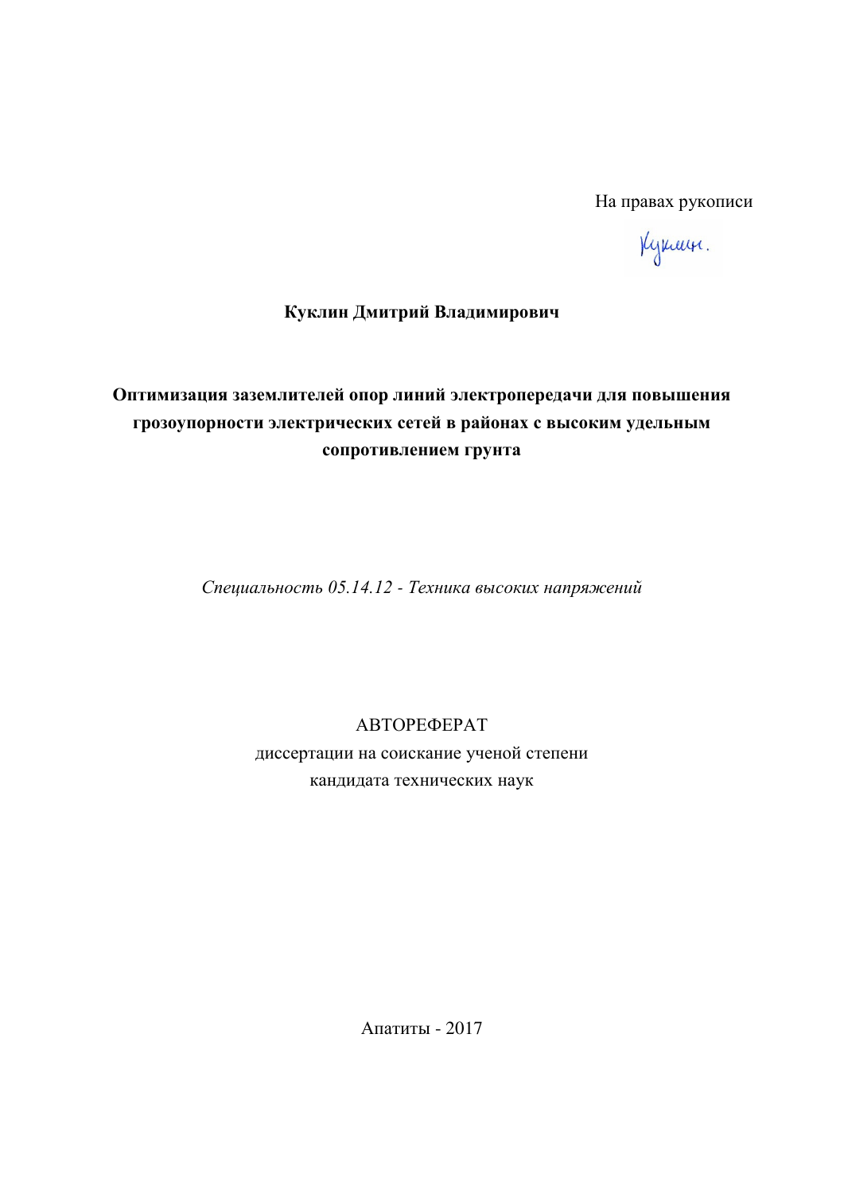На правах рукописи

Куклин.

**Куклин Дмитрий Владимирович**

# Оптимизация заземлителей опор линий электропередачи для повышения грозоупорности электрических сетей в районах с высоким удельным сопротивлением грунта

*Специальность 05.14.12 - Техника высоких напряжений*

АВТОРЕФЕРАТ

диссертации на соискание ученой степени

кандидата технических наук

Апатиты - 2017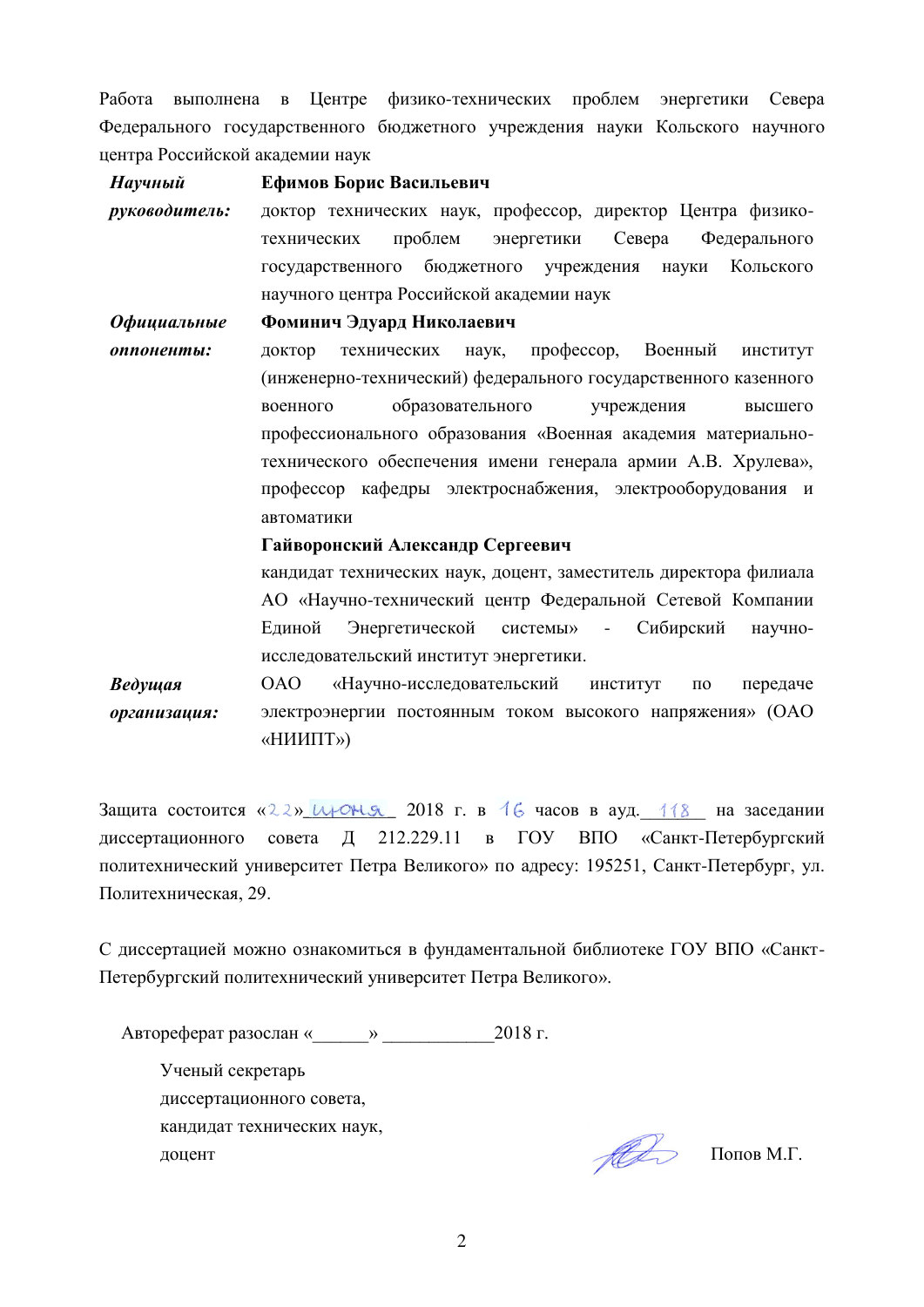Работа выполнена в Центре физико-технических проблем энергетики Севера Федерального государственного бюджетного учреждения науки Кольского научного центра Российской академии наук

***Научный руководитель:*** **Ефимов Борис Васильевич**
доктор технических наук, профессор, директор Центра физико-технических проблем энергетики Севера Федерального государственного бюджетного учреждения науки Кольского научного центра Российской академии наук

***Официальные оппоненты:*** **Фоминич Эдуард Николаевич**
доктор технических наук, профессор, Военный институт (инженерно-технический) федерального государственного казенного военного образовательного учреждения высшего профессионального образования «Военная академия материально-технического обеспечения имени генерала армии А.В. Хрулева», профессор кафедры электроснабжения, электрооборудования и автоматики

**Гайворонский Александр Сергеевич**
кандидат технических наук, доцент, заместитель директора филиала АО «Научно-технический центр Федеральной Сетевой Компании Единой Энергетической системы» - Сибирский научно-исследовательский институт энергетики.

***Ведущая организация:*** ОАО «Научно-исследовательский институт по передаче электроэнергии постоянным током высокого напряжения» (ОАО «НИИПТ»)

Защита состоится «22» июня 2018 г. в 16 часов в ауд. 118 на заседании диссертационного совета Д 212.229.11 в ГОУ ВПО «Санкт-Петербургский политехнический университет Петра Великого» по адресу: 195251, Санкт-Петербург, ул. Политехническая, 29.

С диссертацией можно ознакомиться в фундаментальной библиотеке ГОУ ВПО «Санкт-Петербургский политехнический университет Петра Великого».

Автореферат разослан «\_\_\_\_\_\_» \_\_\_\_\_\_\_\_\_\_\_\_2018 г.

Ученый секретарь
диссертационного совета,
кандидат технических наук,
доцент Попов М.Г.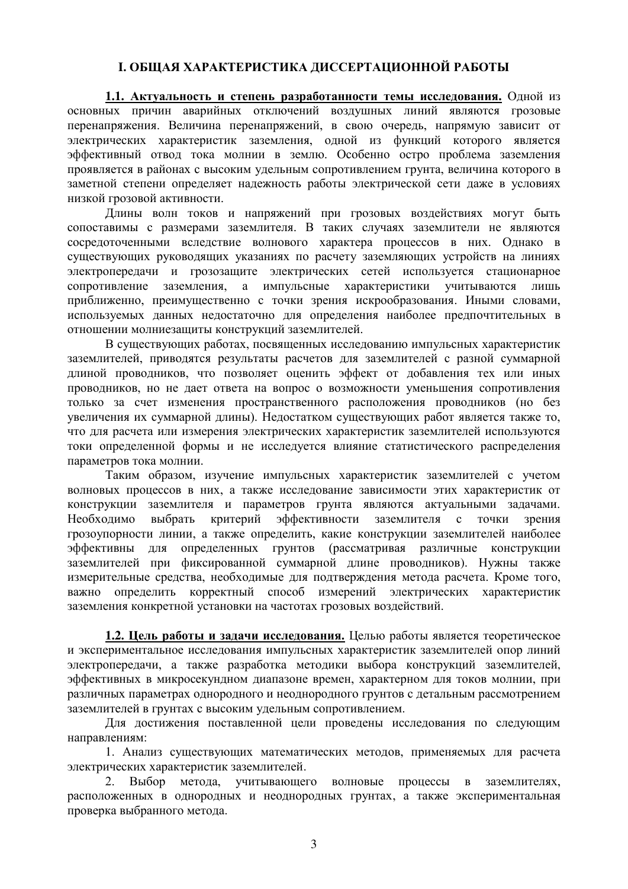## I. ОБЩАЯ ХАРАКТЕРИСТИКА ДИССЕРТАЦИОННОЙ РАБОТЫ

**1.1. Актуальность и степень разработанности темы исследования.** Одной из основных причин аварийных отключений воздушных линий являются грозовые перенапряжения. Величина перенапряжений, в свою очередь, напрямую зависит от электрических характеристик заземления, одной из функций которого является эффективный отвод тока молнии в землю. Особенно остро проблема заземления проявляется в районах с высоким удельным сопротивлением грунта, величина которого в заметной степени определяет надежность работы электрической сети даже в условиях низкой грозовой активности.

Длины волн токов и напряжений при грозовых воздействиях могут быть сопоставимы с размерами заземлителя. В таких случаях заземлители не являются сосредоточенными вследствие волнового характера процессов в них. Однако в существующих руководящих указаниях по расчету заземляющих устройств на линиях электропередачи и грозозащите электрических сетей используется стационарное сопротивление заземления, а импульсные характеристики учитываются лишь приближенно, преимущественно с точки зрения искрообразования. Иными словами, используемых данных недостаточно для определения наиболее предпочтительных в отношении молниезащиты конструкций заземлителей.

В существующих работах, посвященных исследованию импульсных характеристик заземлителей, приводятся результаты расчетов для заземлителей с разной суммарной длиной проводников, что позволяет оценить эффект от добавления тех или иных проводников, но не дает ответа на вопрос о возможности уменьшения сопротивления только за счет изменения пространственного расположения проводников (но без увеличения их суммарной длины). Недостатком существующих работ является также то, что для расчета или измерения электрических характеристик заземлителей используются токи определенной формы и не исследуется влияние статистического распределения параметров тока молнии.

Таким образом, изучение импульсных характеристик заземлителей с учетом волновых процессов в них, а также исследование зависимости этих характеристик от конструкции заземлителя и параметров грунта являются актуальными задачами. Необходимо выбрать критерий эффективности заземлителя с точки зрения грозоупорности линии, а также определить, какие конструкции заземлителей наиболее эффективны для определенных грунтов (рассматривая различные конструкции заземлителей при фиксированной суммарной длине проводников). Нужны также измерительные средства, необходимые для подтверждения метода расчета. Кроме того, важно определить корректный способ измерений электрических характеристик заземления конкретной установки на частотах грозовых воздействий.

**1.2. Цель работы и задачи исследования.** Целью работы является теоретическое и экспериментальное исследования импульсных характеристик заземлителей опор линий электропередачи, а также разработка методики выбора конструкций заземлителей, эффективных в микросекундном диапазоне времен, характерном для токов молнии, при различных параметрах однородного и неоднородного грунтов с детальным рассмотрением заземлителей в грунтах с высоким удельным сопротивлением.

Для достижения поставленной цели проведены исследования по следующим направлениям:

1. Анализ существующих математических методов, применяемых для расчета электрических характеристик заземлителей.
2. Выбор метода, учитывающего волновые процессы в заземлителях, расположенных в однородных и неоднородных грунтах, а также экспериментальная проверка выбранного метода.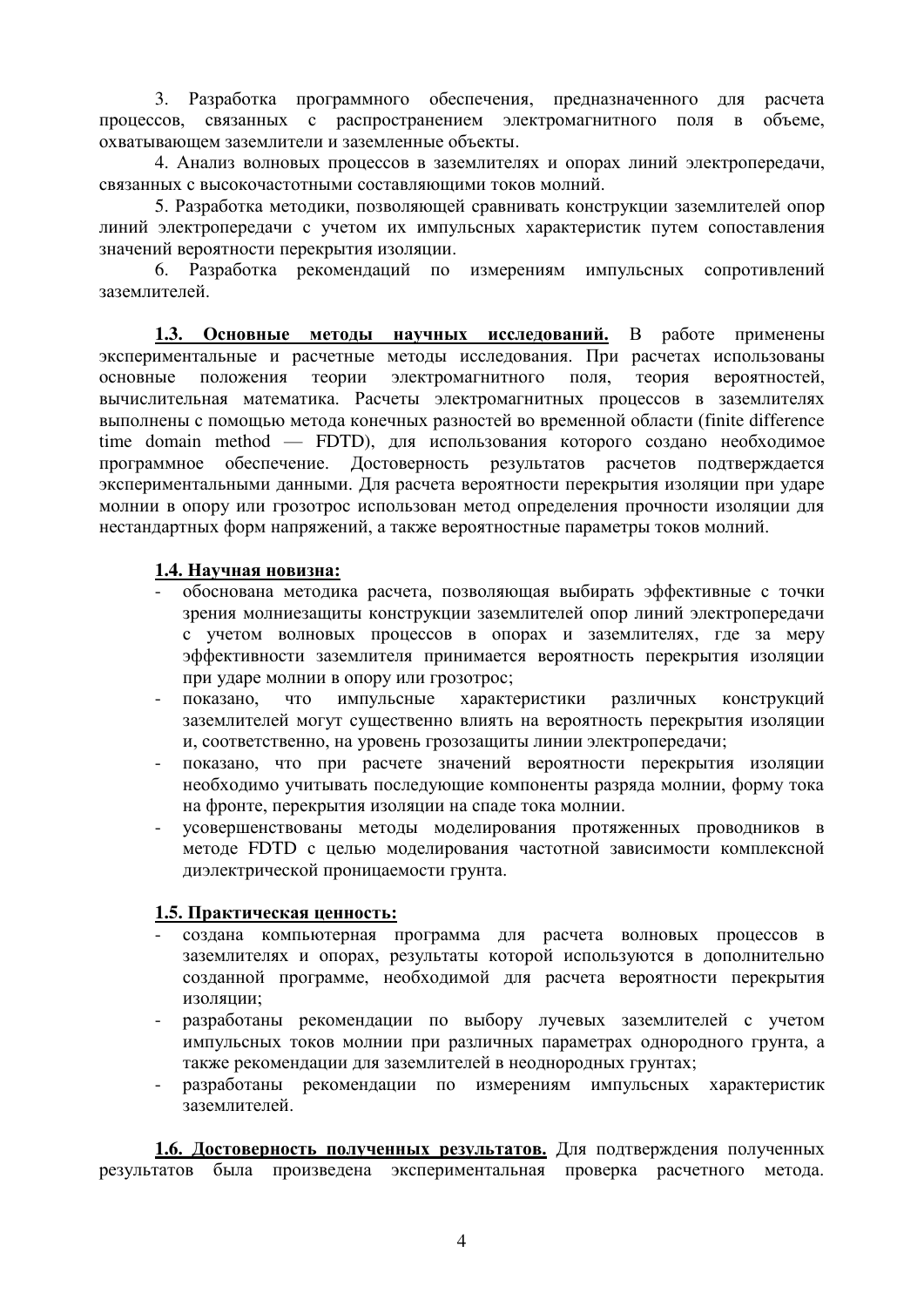3. Разработка программного обеспечения, предназначенного для расчета процессов, связанных с распространением электромагнитного поля в объеме, охватывающем заземлители и заземленные объекты.

4. Анализ волновых процессов в заземлителях и опорах линий электропередачи, связанных с высокочастотными составляющими токов молний.

5. Разработка методики, позволяющей сравнивать конструкции заземлителей опор линий электропередачи с учетом их импульсных характеристик путем сопоставления значений вероятности перекрытия изоляции.

6. Разработка рекомендаций по измерениям импульсных сопротивлений заземлителей.

**1.3. Основные методы научных исследований.** В работе применены экспериментальные и расчетные методы исследования. При расчетах использованы основные положения теории электромагнитного поля, теория вероятностей, вычислительная математика. Расчеты электромагнитных процессов в заземлителях выполнены с помощью метода конечных разностей во временной области (finite difference time domain method — FDTD), для использования которого создано необходимое программное обеспечение. Достоверность результатов расчетов подтверждается экспериментальными данными. Для расчета вероятности перекрытия изоляции при ударе молнии в опору или грозотрос использован метод определения прочности изоляции для нестандартных форм напряжений, а также вероятностные параметры токов молний.

**1.4. Научная новизна:**

- обоснована методика расчета, позволяющая выбирать эффективные с точки зрения молниезащиты конструкции заземлителей опор линий электропередачи с учетом волновых процессов в опорах и заземлителях, где за меру эффективности заземлителя принимается вероятность перекрытия изоляции при ударе молнии в опору или грозотрос;
- показано, что импульсные характеристики различных конструкций заземлителей могут существенно влиять на вероятность перекрытия изоляции и, соответственно, на уровень грозозащиты линии электропередачи;
- показано, что при расчете значений вероятности перекрытия изоляции необходимо учитывать последующие компоненты разряда молнии, форму тока на фронте, перекрытия изоляции на спаде тока молнии.
- усовершенствованы методы моделирования протяженных проводников в методе FDTD с целью моделирования частотной зависимости комплексной диэлектрической проницаемости грунта.

**1.5. Практическая ценность:**

- создана компьютерная программа для расчета волновых процессов в заземлителях и опорах, результаты которой используются в дополнительно созданной программе, необходимой для расчета вероятности перекрытия изоляции;
- разработаны рекомендации по выбору лучевых заземлителей с учетом импульсных токов молнии при различных параметрах однородного грунта, а также рекомендации для заземлителей в неоднородных грунтах;
- разработаны рекомендации по измерениям импульсных характеристик заземлителей.

**1.6. Достоверность полученных результатов.** Для подтверждения полученных результатов была произведена экспериментальная проверка расчетного метода.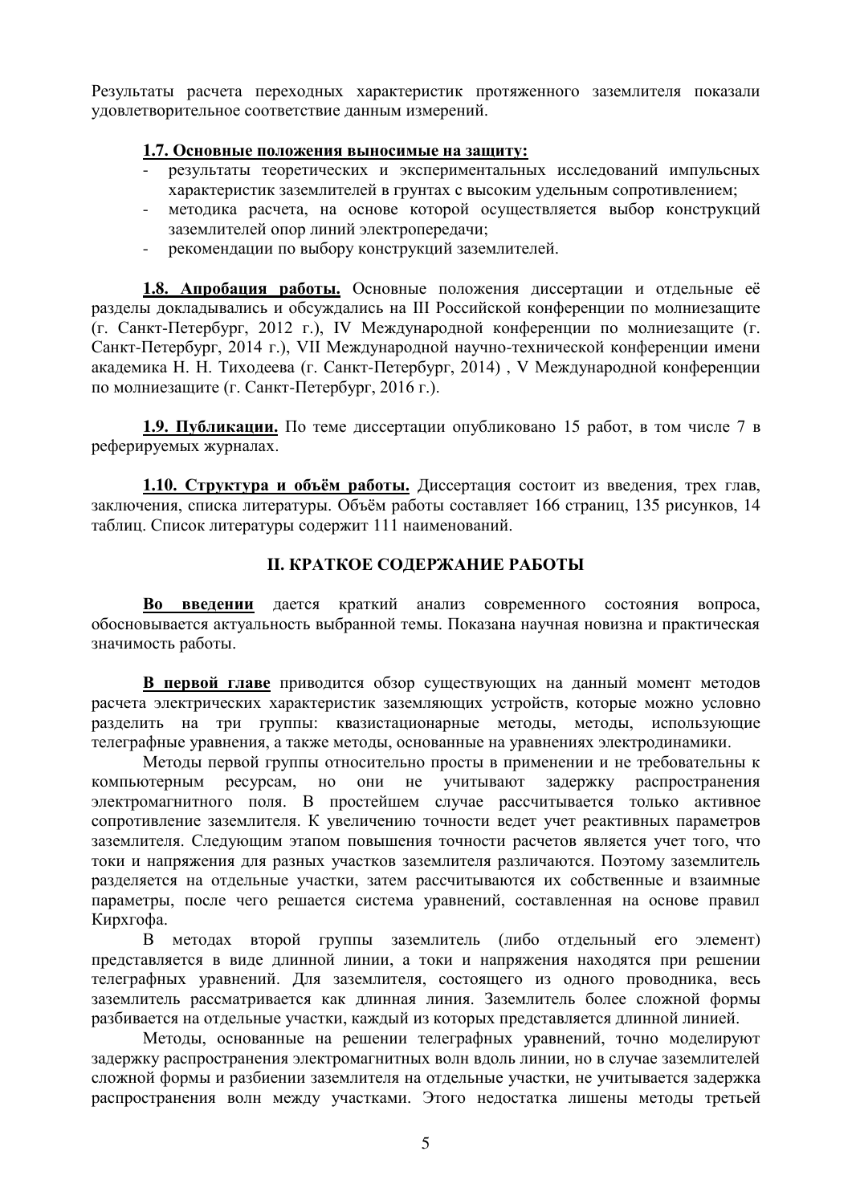Результаты расчета переходных характеристик протяженного заземлителя показали удовлетворительное соответствие данным измерений.

**1.7. Основные положения выносимые на защиту:**

- результаты теоретических и экспериментальных исследований импульсных характеристик заземлителей в грунтах с высоким удельным сопротивлением;
- методика расчета, на основе которой осуществляется выбор конструкций заземлителей опор линий электропередачи;
- рекомендации по выбору конструкций заземлителей.

**1.8. Апробация работы.** Основные положения диссертации и отдельные её разделы докладывались и обсуждались на III Российской конференции по молниезащите (г. Санкт-Петербург, 2012 г.), IV Международной конференции по молниезащите (г. Санкт-Петербург, 2014 г.), VII Международной научно-технической конференции имени академика Н. Н. Тиходеева (г. Санкт-Петербург, 2014) , V Международной конференции по молниезащите (г. Санкт-Петербург, 2016 г.).

**1.9. Публикации.** По теме диссертации опубликовано 15 работ, в том числе 7 в реферируемых журналах.

**1.10. Структура и объём работы.** Диссертация состоит из введения, трех глав, заключения, списка литературы. Объём работы составляет 166 страниц, 135 рисунков, 14 таблиц. Список литературы содержит 111 наименований.

## II. КРАТКОЕ СОДЕРЖАНИЕ РАБОТЫ

**Во введении** дается краткий анализ современного состояния вопроса, обосновывается актуальность выбранной темы. Показана научная новизна и практическая значимость работы.

**В первой главе** приводится обзор существующих на данный момент методов расчета электрических характеристик заземляющих устройств, которые можно условно разделить на три группы: квазистационарные методы, методы, использующие телеграфные уравнения, а также методы, основанные на уравнениях электродинамики.

Методы первой группы относительно просты в применении и не требовательны к компьютерным ресурсам, но они не учитывают задержку распространения электромагнитного поля. В простейшем случае рассчитывается только активное сопротивление заземлителя. К увеличению точности ведет учет реактивных параметров заземлителя. Следующим этапом повышения точности расчетов является учет того, что токи и напряжения для разных участков заземлителя различаются. Поэтому заземлитель разделяется на отдельные участки, затем рассчитываются их собственные и взаимные параметры, после чего решается система уравнений, составленная на основе правил Кирхгофа.

В методах второй группы заземлитель (либо отдельный его элемент) представляется в виде длинной линии, а токи и напряжения находятся при решении телеграфных уравнений. Для заземлителя, состоящего из одного проводника, весь заземлитель рассматривается как длинная линия. Заземлитель более сложной формы разбивается на отдельные участки, каждый из которых представляется длинной линией.

Методы, основанные на решении телеграфных уравнений, точно моделируют задержку распространения электромагнитных волн вдоль линии, но в случае заземлителей сложной формы и разбиении заземлителя на отдельные участки, не учитывается задержка распространения волн между участками. Этого недостатка лишены методы третьей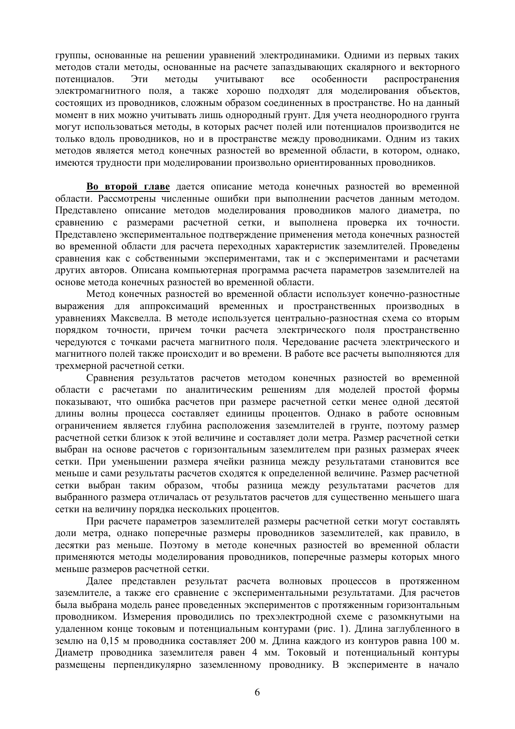группы, основанные на решении уравнений электродинамики. Одними из первых таких методов стали методы, основанные на расчете запаздывающих скалярного и векторного потенциалов. Эти методы учитывают все особенности распространения электромагнитного поля, а также хорошо подходят для моделирования объектов, состоящих из проводников, сложным образом соединенных в пространстве. Но на данный момент в них можно учитывать лишь однородный грунт. Для учета неоднородного грунта могут использоваться методы, в которых расчет полей или потенциалов производится не только вдоль проводников, но и в пространстве между проводниками. Одним из таких методов является метод конечных разностей во временной области, в котором, однако, имеются трудности при моделировании произвольно ориентированных проводников.

**Во второй главе** дается описание метода конечных разностей во временной области. Рассмотрены численные ошибки при выполнении расчетов данным методом. Представлено описание методов моделирования проводников малого диаметра, по сравнению с размерами расчетной сетки, и выполнена проверка их точности. Представлено экспериментальное подтверждение применения метода конечных разностей во временной области для расчета переходных характеристик заземлителей. Проведены сравнения как с собственными экспериментами, так и с экспериментами и расчетами других авторов. Описана компьютерная программа расчета параметров заземлителей на основе метода конечных разностей во временной области.

Метод конечных разностей во временной области использует конечно-разностные выражения для аппроксимаций временных и пространственных производных в уравнениях Максвелла. В методе используется центрально-разностная схема со вторым порядком точности, причем точки расчета электрического поля пространственно чередуются с точками расчета магнитного поля. Чередование расчета электрического и магнитного полей также происходит и во времени. В работе все расчеты выполняются для трехмерной расчетной сетки.

Сравнения результатов расчетов методом конечных разностей во временной области с расчетами по аналитическим решениям для моделей простой формы показывают, что ошибка расчетов при размере расчетной сетки менее одной десятой длины волны процесса составляет единицы процентов. Однако в работе основным ограничением является глубина расположения заземлителей в грунте, поэтому размер расчетной сетки близок к этой величине и составляет доли метра. Размер расчетной сетки выбран на основе расчетов с горизонтальным заземлителем при разных размерах ячеек сетки. При уменьшении размера ячейки разница между результатами становится все меньше и сами результаты расчетов сходятся к определенной величине. Размер расчетной сетки выбран таким образом, чтобы разница между результатами расчетов для выбранного размера отличалась от результатов расчетов для существенно меньшего шага сетки на величину порядка нескольких процентов.

При расчете параметров заземлителей размеры расчетной сетки могут составлять доли метра, однако поперечные размеры проводников заземлителей, как правило, в десятки раз меньше. Поэтому в методе конечных разностей во временной области применяются методы моделирования проводников, поперечные размеры которых много меньше размеров расчетной сетки.

Далее представлен результат расчета волновых процессов в протяженном заземлителе, а также его сравнение с экспериментальными результатами. Для расчетов была выбрана модель ранее проведенных экспериментов с протяженным горизонтальным проводником. Измерения проводились по трехэлектродной схеме с разомкнутыми на удаленном конце токовым и потенциальным контурами (рис. 1). Длина заглубленного в землю на 0,15 м проводника составляет 200 м. Длина каждого из контуров равна 100 м. Диаметр проводника заземлителя равен 4 мм. Токовый и потенциальный контуры размещены перпендикулярно заземленному проводнику. В эксперименте в начало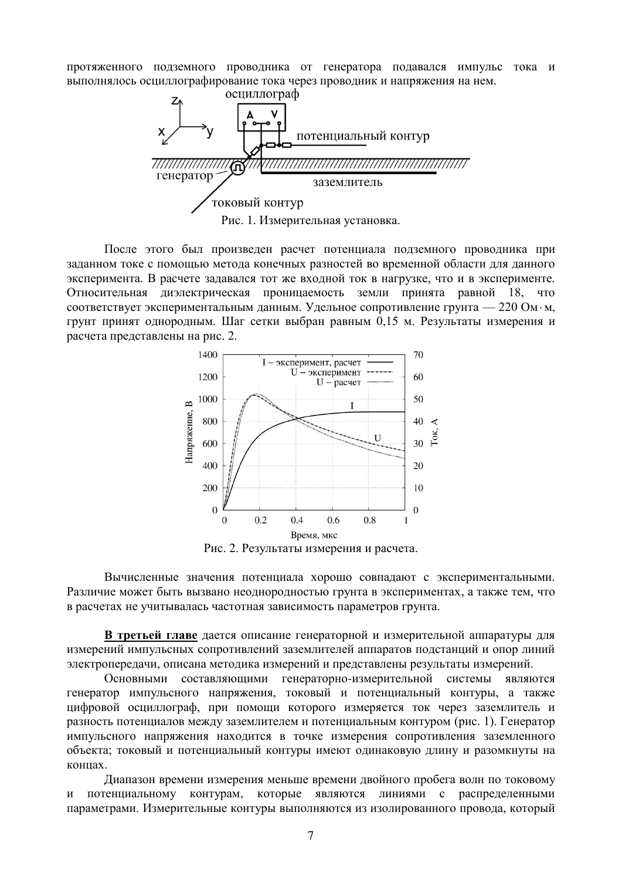протяженного подземного проводника от генератора подавался импульс тока и выполнялось осциллографирование тока через проводник и напряжения на нем.

Рис. 1. Измерительная установка.

После этого был произведен расчет потенциала подземного проводника при заданном токе с помощью метода конечных разностей во временной области для данного эксперимента. В расчете задавался тот же входной ток в нагрузке, что и в эксперименте. Относительная диэлектрическая проницаемость земли принята равной 18, что соответствует экспериментальным данным. Удельное сопротивление грунта — 220 Ом·м, грунт принят однородным. Шаг сетки выбран равным 0,15 м. Результаты измерения и расчета представлены на рис. 2.

Рис. 2. Результаты измерения и расчета.

Вычисленные значения потенциала хорошо совпадают с экспериментальными. Различие может быть вызвано неоднородностью грунта в экспериментах, а также тем, что в расчетах не учитывалась частотная зависимость параметров грунта.

**В третьей главе** дается описание генераторной и измерительной аппаратуры для измерений импульсных сопротивлений заземлителей аппаратов подстанций и опор линий электропередачи, описана методика измерений и представлены результаты измерений.

Основными составляющими генераторно-измерительной системы являются генератор импульсного напряжения, токовый и потенциальный контуры, а также цифровой осциллограф, при помощи которого измеряется ток через заземлитель и разность потенциалов между заземлителем и потенциальным контуром (рис. 1). Генератор импульсного напряжения находится в точке измерения сопротивления заземленного объекта; токовый и потенциальный контуры имеют одинаковую длину и разомкнуты на концах.

Диапазон времени измерения меньше времени двойного пробега волн по токовому и потенциальному контурам, которые являются линиями с распределенными параметрами. Измерительные контуры выполняются из изолированного провода, который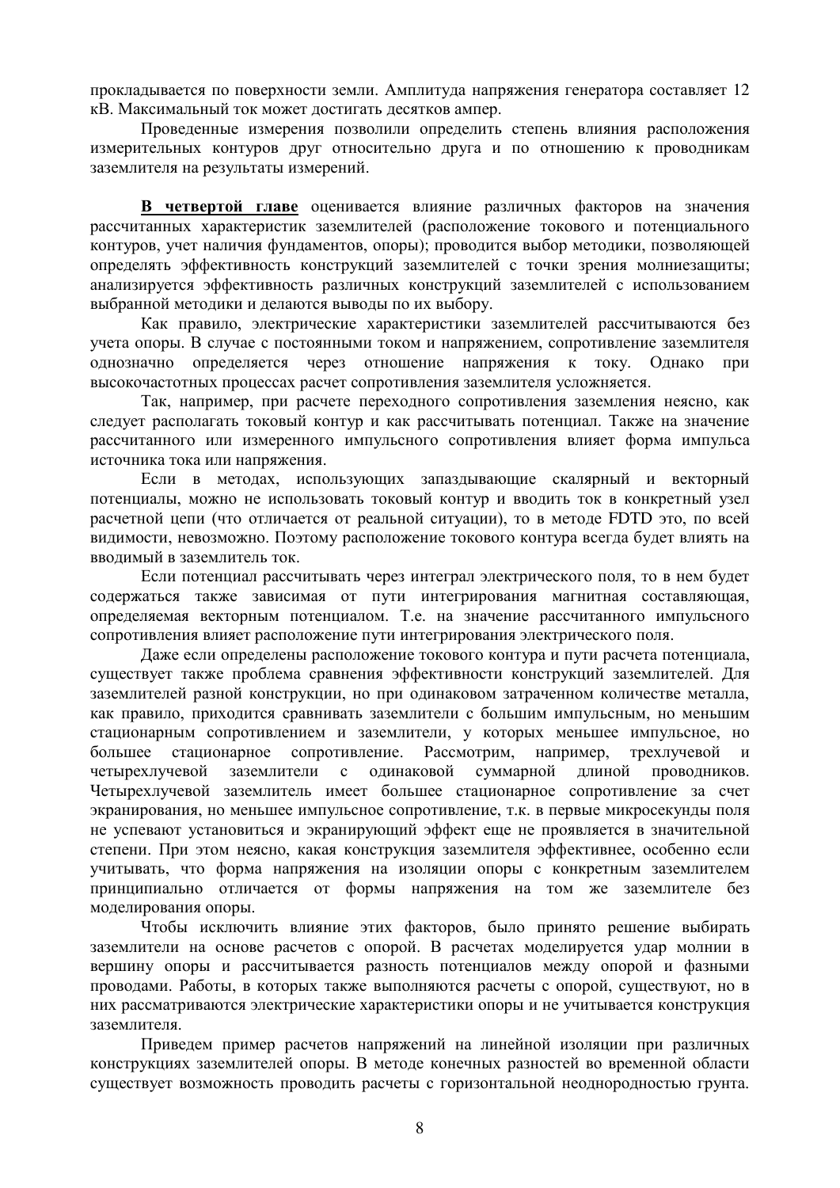прокладывается по поверхности земли. Амплитуда напряжения генератора составляет 12 кВ. Максимальный ток может достигать десятков ампер.

Проведенные измерения позволили определить степень влияния расположения измерительных контуров друг относительно друга и по отношению к проводникам заземлителя на результаты измерений.

**<u>В четвертой главе</u>** оценивается влияние различных факторов на значения рассчитанных характеристик заземлителей (расположение токового и потенциального контуров, учет наличия фундаментов, опоры); проводится выбор методики, позволяющей определять эффективность конструкций заземлителей с точки зрения молниезащиты; анализируется эффективность различных конструкций заземлителей с использованием выбранной методики и делаются выводы по их выбору.

Как правило, электрические характеристики заземлителей рассчитываются без учета опоры. В случае с постоянными током и напряжением, сопротивление заземлителя однозначно определяется через отношение напряжения к току. Однако при высокочастотных процессах расчет сопротивления заземлителя усложняется.

Так, например, при расчете переходного сопротивления заземления неясно, как следует располагать токовый контур и как рассчитывать потенциал. Также на значение рассчитанного или измеренного импульсного сопротивления влияет форма импульса источника тока или напряжения.

Если в методах, использующих запаздывающие скалярный и векторный потенциалы, можно не использовать токовый контур и вводить ток в конкретный узел расчетной цепи (что отличается от реальной ситуации), то в методе FDTD это, по всей видимости, невозможно. Поэтому расположение токового контура всегда будет влиять на вводимый в заземлитель ток.

Если потенциал рассчитывать через интеграл электрического поля, то в нем будет содержаться также зависимая от пути интегрирования магнитная составляющая, определяемая векторным потенциалом. Т.е. на значение рассчитанного импульсного сопротивления влияет расположение пути интегрирования электрического поля.

Даже если определены расположение токового контура и пути расчета потенциала, существует также проблема сравнения эффективности конструкций заземлителей. Для заземлителей разной конструкции, но при одинаковом затраченном количестве металла, как правило, приходится сравнивать заземлители с большим импульсным, но меньшим стационарным сопротивлением и заземлители, у которых меньшее импульсное, но большее стационарное сопротивление. Рассмотрим, например, трехлучевой и четырехлучевой заземлители с одинаковой суммарной длиной проводников. Четырехлучевой заземлитель имеет большее стационарное сопротивление за счет экранирования, но меньшее импульсное сопротивление, т.к. в первые микросекунды поля не успевают установиться и экранирующий эффект еще не проявляется в значительной степени. При этом неясно, какая конструкция заземлителя эффективнее, особенно если учитывать, что форма напряжения на изоляции опоры с конкретным заземлителем принципиально отличается от формы напряжения на том же заземлителе без моделирования опоры.

Чтобы исключить влияние этих факторов, было принято решение выбирать заземлители на основе расчетов с опорой. В расчетах моделируется удар молнии в вершину опоры и рассчитывается разность потенциалов между опорой и фазными проводами. Работы, в которых также выполняются расчеты с опорой, существуют, но в них рассматриваются электрические характеристики опоры и не учитывается конструкция заземлителя.

Приведем пример расчетов напряжений на линейной изоляции при различных конструкциях заземлителей опоры. В методе конечных разностей во временной области существует возможность проводить расчеты с горизонтальной неоднородностью грунта.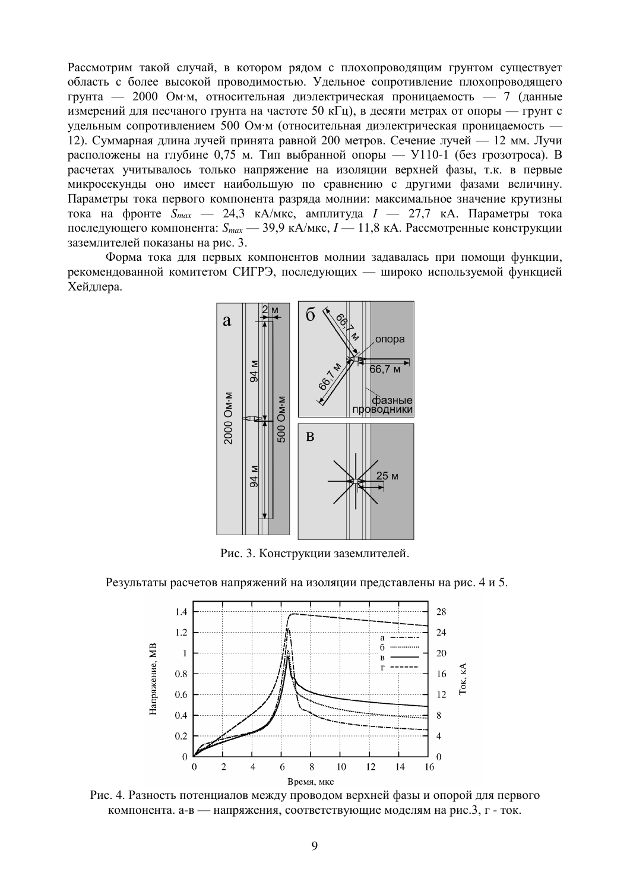Рассмотрим такой случай, в котором рядом с плохопроводящим грунтом существует область с более высокой проводимостью. Удельное сопротивление плохопроводящего грунта — 2000 Ом·м, относительная диэлектрическая проницаемость — 7 (данные измерений для песчаного грунта на частоте 50 кГц), в десяти метрах от опоры — грунт с удельным сопротивлением 500 Ом·м (относительная диэлектрическая проницаемость — 12). Суммарная длина лучей принята равной 200 метров. Сечение лучей — 12 мм. Лучи расположены на глубине 0,75 м. Тип выбранной опоры — У110-1 (без грозотроса). В расчетах учитывалось только напряжение на изоляции верхней фазы, т.к. в первые микросекунды оно имеет наибольшую по сравнению с другими фазами величину. Параметры тока первого компонента разряда молнии: максимальное значение крутизны тока на фронте $S_{max}$ — 24,3 кА/мкс, амплитуда $I$ — 27,7 кА. Параметры тока последующего компонента: $S_{max}$ — 39,9 кА/мкс, $I$ — 11,8 кА. Рассмотренные конструкции заземлителей показаны на рис. 3.

Форма тока для первых компонентов молнии задавалась при помощи функции, рекомендованной комитетом СИГРЭ, последующих — широко используемой функцией Хейдлера.

Рис. 3. Конструкции заземлителей.

Результаты расчетов напряжений на изоляции представлены на рис. 4 и 5.

Рис. 4. Разность потенциалов между проводом верхней фазы и опорой для первого компонента. а-в — напряжения, соответствующие моделям на рис.3, г - ток.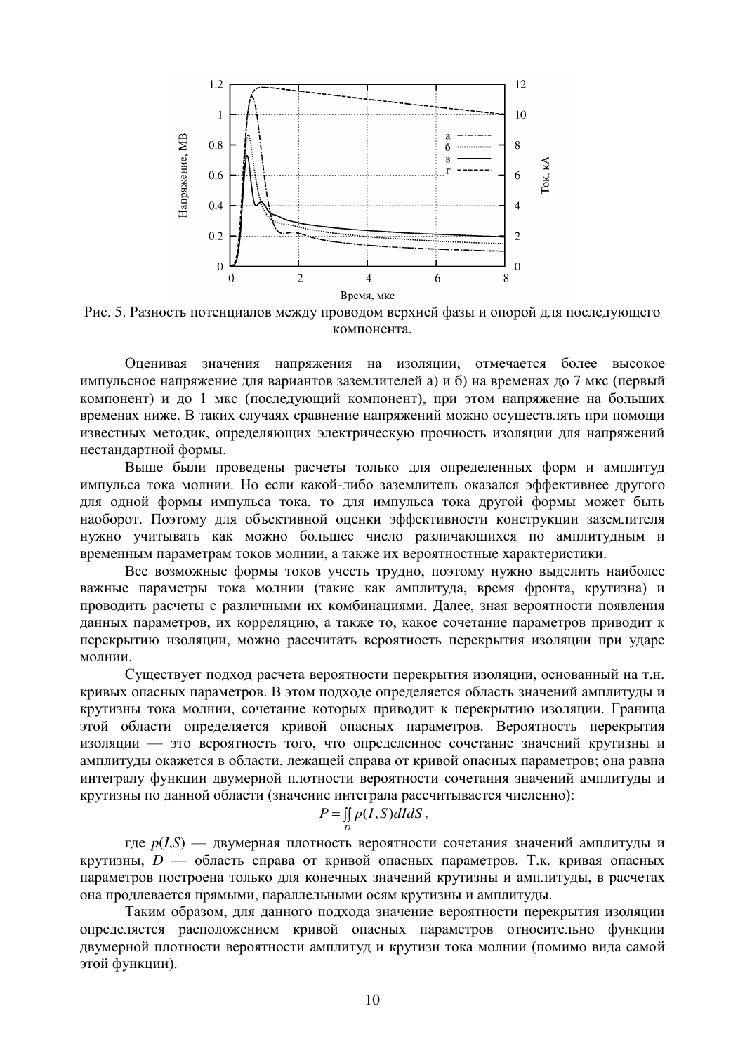Рис. 5. Разность потенциалов между проводом верхней фазы и опорой для последующего компонента.

Оценивая значения напряжения на изоляции, отмечается более высокое импульсное напряжение для вариантов заземлителей а) и б) на временах до 7 мкс (первый компонент) и до 1 мкс (последующий компонент), при этом напряжение на больших временах ниже. В таких случаях сравнение напряжений можно осуществлять при помощи известных методик, определяющих электрическую прочность изоляции для напряжений нестандартной формы.

Выше были проведены расчеты только для определенных форм и амплитуд импульса тока молнии. Но если какой-либо заземлитель оказался эффективнее другого для одной формы импульса тока, то для импульса тока другой формы может быть наоборот. Поэтому для объективной оценки эффективности конструкции заземлителя нужно учитывать как можно большее число различающихся по амплитудным и временным параметрам токов молнии, а также их вероятностные характеристики.

Все возможные формы токов учесть трудно, поэтому нужно выделить наиболее важные параметры тока молнии (такие как амплитуда, время фронта, крутизна) и проводить расчеты с различными их комбинациями. Далее, зная вероятности появления данных параметров, их корреляцию, а также то, какое сочетание параметров приводит к перекрытию изоляции, можно рассчитать вероятность перекрытия изоляции при ударе молнии.

Существует подход расчета вероятности перекрытия изоляции, основанный на т.н. кривых опасных параметров. В этом подходе определяется область значений амплитуды и крутизны тока молнии, сочетание которых приводит к перекрытию изоляции. Граница этой области определяется кривой опасных параметров. Вероятность перекрытия изоляции — это вероятность того, что определенное сочетание значений крутизны и амплитуды окажется в области, лежащей справа от кривой опасных параметров; она равна интегралу функции двумерной плотности вероятности сочетания значений амплитуды и крутизны по данной области (значение интеграла рассчитывается численно):

$$P = \iint_D p(I,S)\,dI\,dS,$$

где $p(I,S)$ — двумерная плотность вероятности сочетания значений амплитуды и крутизны, $D$ — область справа от кривой опасных параметров. Т.к. кривая опасных параметров построена только для конечных значений крутизны и амплитуды, в расчетах она продлевается прямыми, параллельными осям крутизны и амплитуды.

Таким образом, для данного подхода значение вероятности перекрытия изоляции определяется расположением кривой опасных параметров относительно функции двумерной плотности вероятности амплитуд и крутизн тока молнии (помимо вида самой этой функции).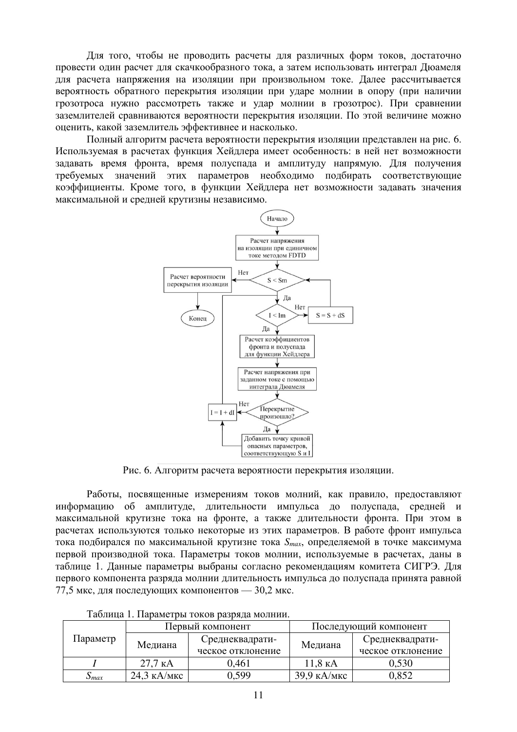Для того, чтобы не проводить расчеты для различных форм токов, достаточно провести один расчет для скачкообразного тока, а затем использовать интеграл Дюамеля для расчета напряжения на изоляции при произвольном токе. Далее рассчитывается вероятность обратного перекрытия изоляции при ударе молнии в опору (при наличии грозотроса нужно рассмотреть также и удар молнии в грозотрос). При сравнении заземлителей сравниваются вероятности перекрытия изоляции. По этой величине можно оценить, какой заземлитель эффективнее и насколько.

Полный алгоритм расчета вероятности перекрытия изоляции представлен на рис. 6. Используемая в расчетах функция Хейдлера имеет особенность: в ней нет возможности задавать время фронта, время полуспада и амплитуду напрямую. Для получения требуемых значений этих параметров необходимо подбирать соответствующие коэффициенты. Кроме того, в функции Хейдлера нет возможности задавать значения максимальной и средней крутизны независимо.

Начало

Расчет напряжения на изоляции при единичном токе методом FDTD

S < Sm

Нет

Да

Расчет вероятности перекрытия изоляции

Конец

I < Im

Нет

Да

S = S + dS

Расчет коэффициентов фронта и полуспада для функции Хейдлера

Расчет напряжения при заданном токе с помощью интеграла Дюамеля

Перекрытие произошло?

Нет

Да

I = I + dI

Добавить точку кривой опасных параметров, соответствующую S и I

Рис. 6. Алгоритм расчета вероятности перекрытия изоляции.

Работы, посвященные измерениям токов молний, как правило, предоставляют информацию об амплитуде, длительности импульса до полуспада, средней и максимальной крутизне тока на фронте, а также длительности фронта. При этом в расчетах используются только некоторые из этих параметров. В работе фронт импульса тока подбирался по максимальной крутизне тока $S_{max}$, определяемой в точке максимума первой производной тока. Параметры токов молнии, используемые в расчетах, даны в таблице 1. Данные параметры выбраны согласно рекомендациям комитета СИГРЭ. Для первого компонента разряда молнии длительность импульса до полуспада принята равной 77,5 мкс, для последующих компонентов — 30,2 мкс.

Таблица 1. Параметры токов разряда молнии.

| Параметр | Первый компонент | | Последующий компонент | |
|---|---|---|---|---|
| | Медиана | Среднеквадратическое отклонение | Медиана | Среднеквадратическое отклонение |
| $I$ | 27,7 кА | 0,461 | 11,8 кА | 0,530 |
| $S_{max}$ | 24,3 кА/мкс | 0,599 | 39,9 кА/мкс | 0,852 |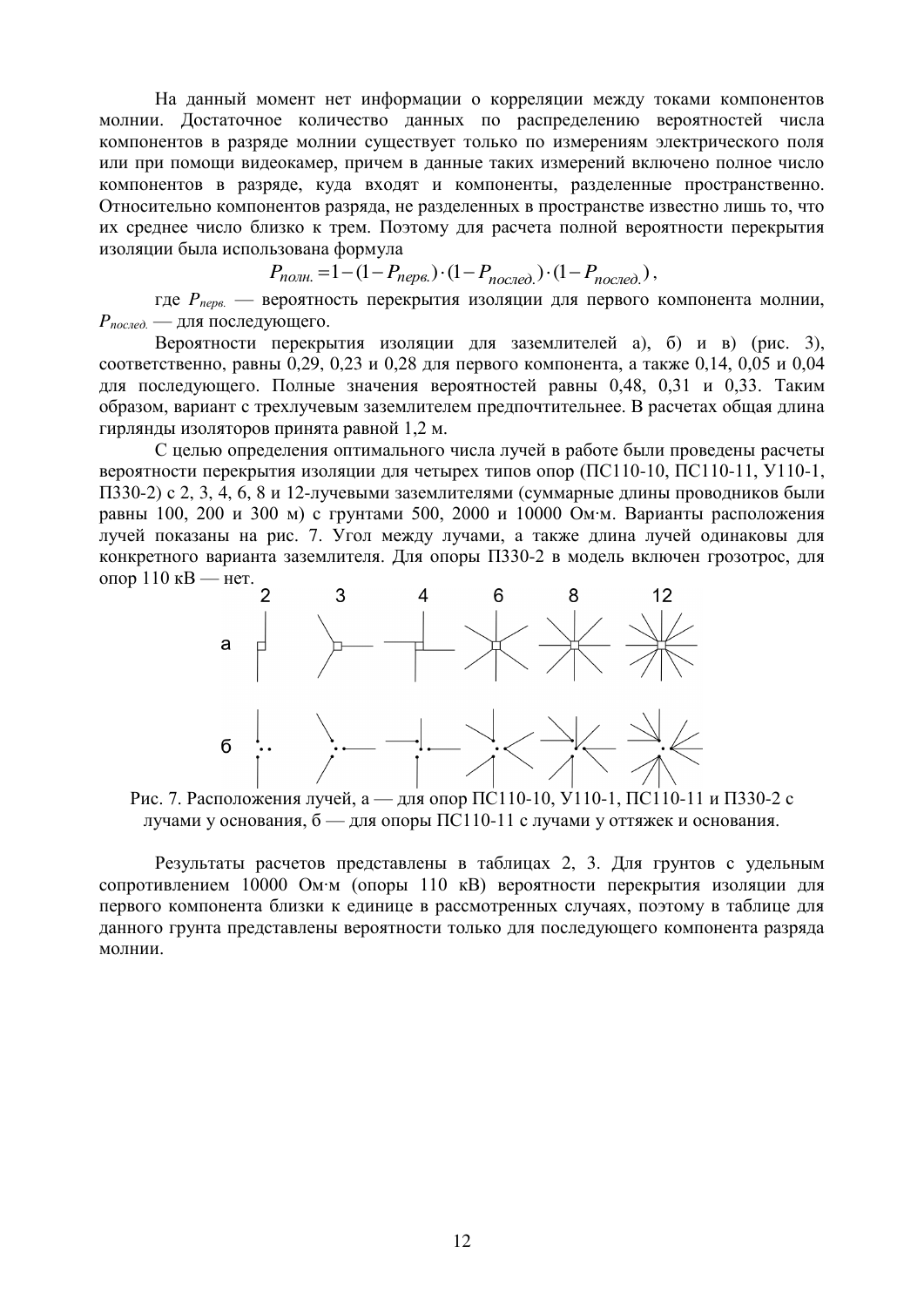На данный момент нет информации о корреляции между токами компонентов молнии. Достаточное количество данных по распределению вероятностей числа компонентов в разряде молнии существует только по измерениям электрического поля или при помощи видеокамер, причем в данные таких измерений включено полное число компонентов в разряде, куда входят и компоненты, разделенные пространственно. Относительно компонентов разряда, не разделенных в пространстве известно лишь то, что их среднее число близко к трем. Поэтому для расчета полной вероятности перекрытия изоляции была использована формула

$$P_{полн.} = 1 - (1 - P_{перв.}) \cdot (1 - P_{послед.}) \cdot (1 - P_{послед.}),$$

где $P_{перв.}$ — вероятность перекрытия изоляции для первого компонента молнии, $P_{послед.}$ — для последующего.

Вероятности перекрытия изоляции для заземлителей а), б) и в) (рис. 3), соответственно, равны 0,29, 0,23 и 0,28 для первого компонента, а также 0,14, 0,05 и 0,04 для последующего. Полные значения вероятностей равны 0,48, 0,31 и 0,33. Таким образом, вариант с трехлучевым заземлителем предпочтительнее. В расчетах общая длина гирлянды изоляторов принята равной 1,2 м.

С целью определения оптимального числа лучей в работе были проведены расчеты вероятности перекрытия изоляции для четырех типов опор (ПС110-10, ПС110-11, У110-1, П330-2) с 2, 3, 4, 6, 8 и 12-лучевыми заземлителями (суммарные длины проводников были равны 100, 200 и 300 м) с грунтами 500, 2000 и 10000 Ом·м. Варианты расположения лучей показаны на рис. 7. Угол между лучами, а также длина лучей одинаковы для конкретного варианта заземлителя. Для опоры П330-2 в модель включен грозотрос, для опор 110 кВ — нет.

Рис. 7. Расположения лучей, а — для опор ПС110-10, У110-1, ПС110-11 и П330-2 с лучами у основания, б — для опоры ПС110-11 с лучами у оттяжек и основания.

Результаты расчетов представлены в таблицах 2, 3. Для грунтов с удельным сопротивлением 10000 Ом·м (опоры 110 кВ) вероятности перекрытия изоляции для первого компонента близки к единице в рассмотренных случаях, поэтому в таблице для данного грунта представлены вероятности только для последующего компонента разряда молнии.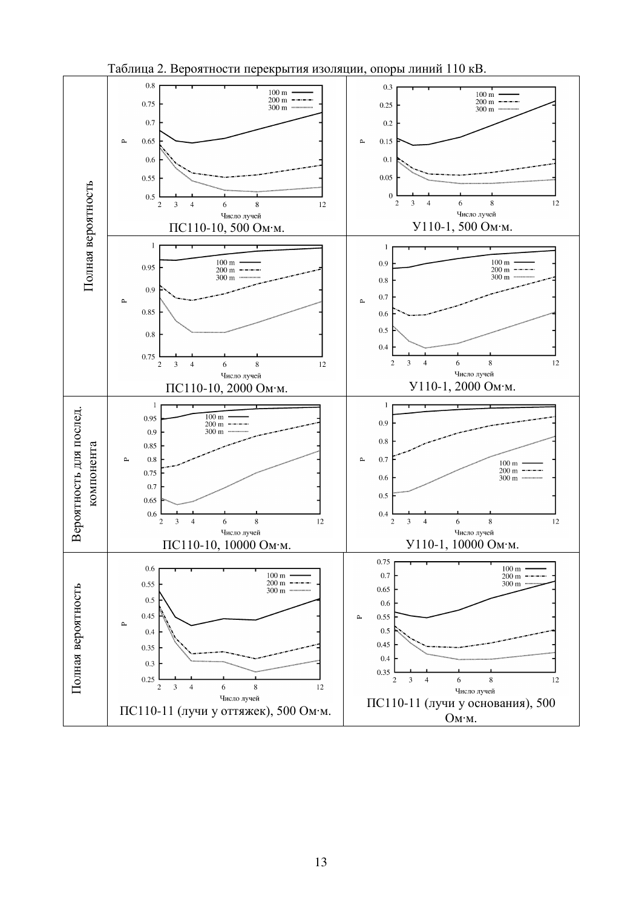Таблица 2. Вероятности перекрытия изоляции, опоры линий 110 кВ.

| | | |
|---|---|---|
| Полная вероятность | ПС110-10, 500 Ом·м. | У110-1, 500 Ом·м. |
| | ПС110-10, 2000 Ом·м. | У110-1, 2000 Ом·м. |
| Вероятность для послед. компонента | ПС110-10, 10000 Ом·м. | У110-1, 10000 Ом·м. |
| Полная вероятность | ПС110-11 (лучи у оттяжек), 500 Ом·м. | ПС110-11 (лучи у основания), 500 Ом·м. |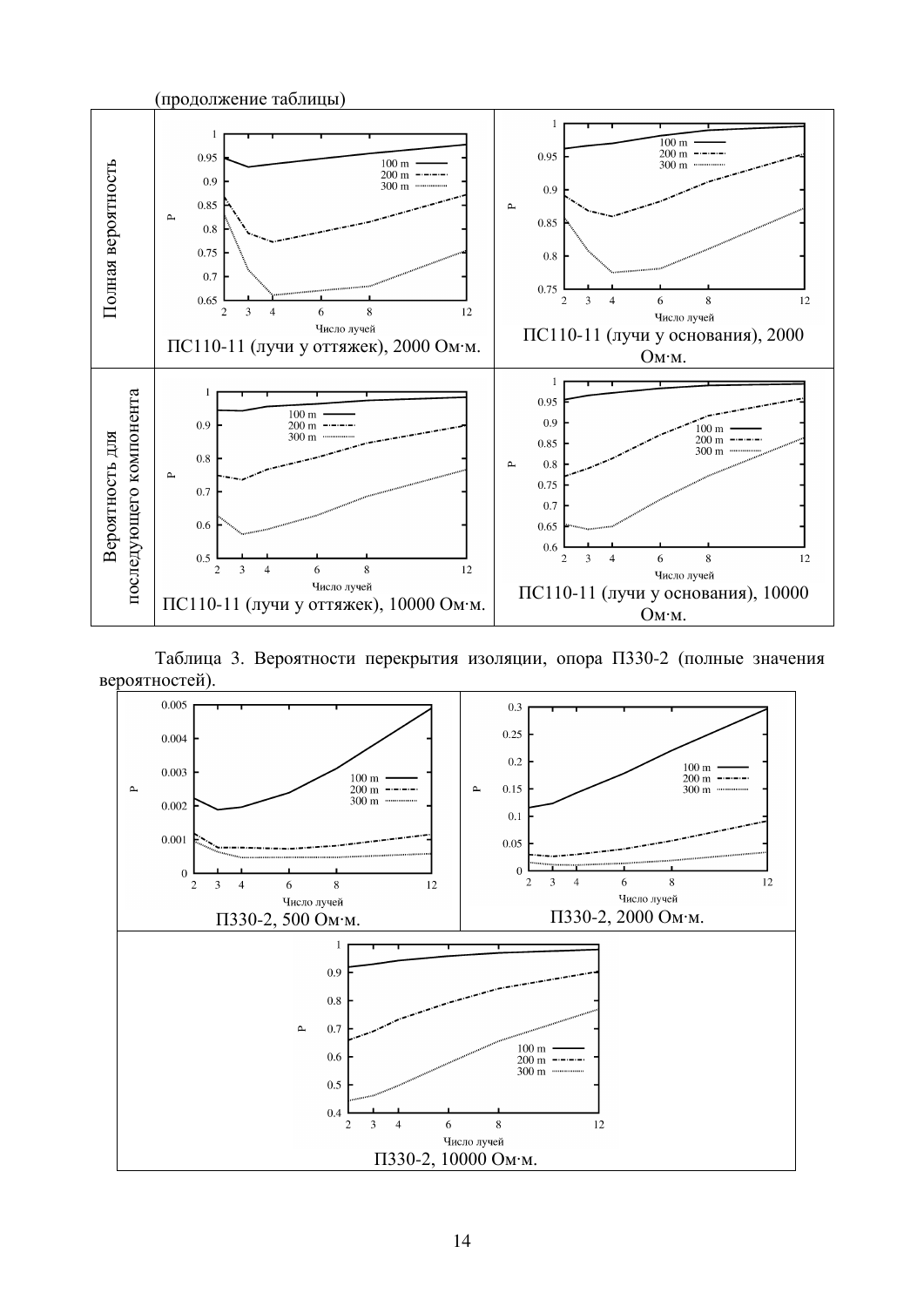(продолжение таблицы)

| | | |
|---|---|---|
| Полная вероятность | ПС110-11 (лучи у оттяжек), 2000 Ом·м. | ПС110-11 (лучи у основания), 2000 Ом·м. |
| Вероятность для последующего компонента | ПС110-11 (лучи у оттяжек), 10000 Ом·м. | ПС110-11 (лучи у основания), 10000 Ом·м. |

Таблица 3. Вероятности перекрытия изоляции, опора П330-2 (полные значения вероятностей).

| | |
|---|---|
| П330-2, 500 Ом·м. | П330-2, 2000 Ом·м. |
| П330-2, 10000 Ом·м. | |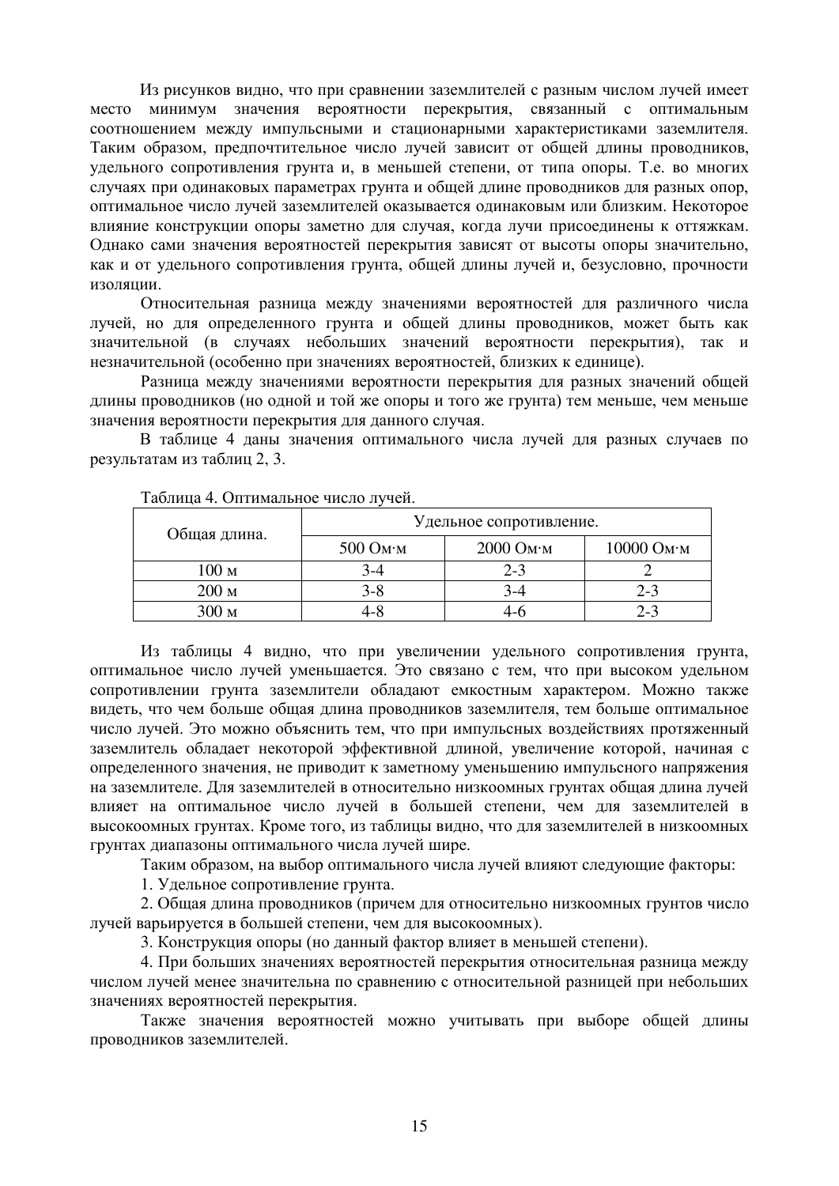Из рисунков видно, что при сравнении заземлителей с разным числом лучей имеет место минимум значения вероятности перекрытия, связанный с оптимальным соотношением между импульсными и стационарными характеристиками заземлителя. Таким образом, предпочтительное число лучей зависит от общей длины проводников, удельного сопротивления грунта и, в меньшей степени, от типа опоры. Т.е. во многих случаях при одинаковых параметрах грунта и общей длине проводников для разных опор, оптимальное число лучей заземлителей оказывается одинаковым или близким. Некоторое влияние конструкции опоры заметно для случая, когда лучи присоединены к оттяжкам. Однако сами значения вероятностей перекрытия зависят от высоты опоры значительно, как и от удельного сопротивления грунта, общей длины лучей и, безусловно, прочности изоляции.

Относительная разница между значениями вероятностей для различного числа лучей, но для определенного грунта и общей длины проводников, может быть как значительной (в случаях небольших значений вероятности перекрытия), так и незначительной (особенно при значениях вероятностей, близких к единице).

Разница между значениями вероятности перекрытия для разных значений общей длины проводников (но одной и той же опоры и того же грунта) тем меньше, чем меньше значения вероятности перекрытия для данного случая.

В таблице 4 даны значения оптимального числа лучей для разных случаев по результатам из таблиц 2, 3.

Таблица 4. Оптимальное число лучей.

| Общая длина. | Удельное сопротивление. | | |
|---|---|---|---|
| | 500 Ом·м | 2000 Ом·м | 10000 Ом·м |
| 100 м | 3-4 | 2-3 | 2 |
| 200 м | 3-8 | 3-4 | 2-3 |
| 300 м | 4-8 | 4-6 | 2-3 |

Из таблицы 4 видно, что при увеличении удельного сопротивления грунта, оптимальное число лучей уменьшается. Это связано с тем, что при высоком удельном сопротивлении грунта заземлители обладают емкостным характером. Можно также видеть, что чем больше общая длина проводников заземлителя, тем больше оптимальное число лучей. Это можно объяснить тем, что при импульсных воздействиях протяженный заземлитель обладает некоторой эффективной длиной, увеличение которой, начиная с определенного значения, не приводит к заметному уменьшению импульсного напряжения на заземлителе. Для заземлителей в относительно низкоомных грунтах общая длина лучей влияет на оптимальное число лучей в большей степени, чем для заземлителей в высокоомных грунтах. Кроме того, из таблицы видно, что для заземлителей в низкоомных грунтах диапазоны оптимального числа лучей шире.

Таким образом, на выбор оптимального числа лучей влияют следующие факторы:

1. Удельное сопротивление грунта.

2. Общая длина проводников (причем для относительно низкоомных грунтов число лучей варьируется в большей степени, чем для высокоомных).

3. Конструкция опоры (но данный фактор влияет в меньшей степени).

4. При больших значениях вероятностей перекрытия относительная разница между числом лучей менее значительна по сравнению с относительной разницей при небольших значениях вероятностей перекрытия.

Также значения вероятностей можно учитывать при выборе общей длины проводников заземлителей.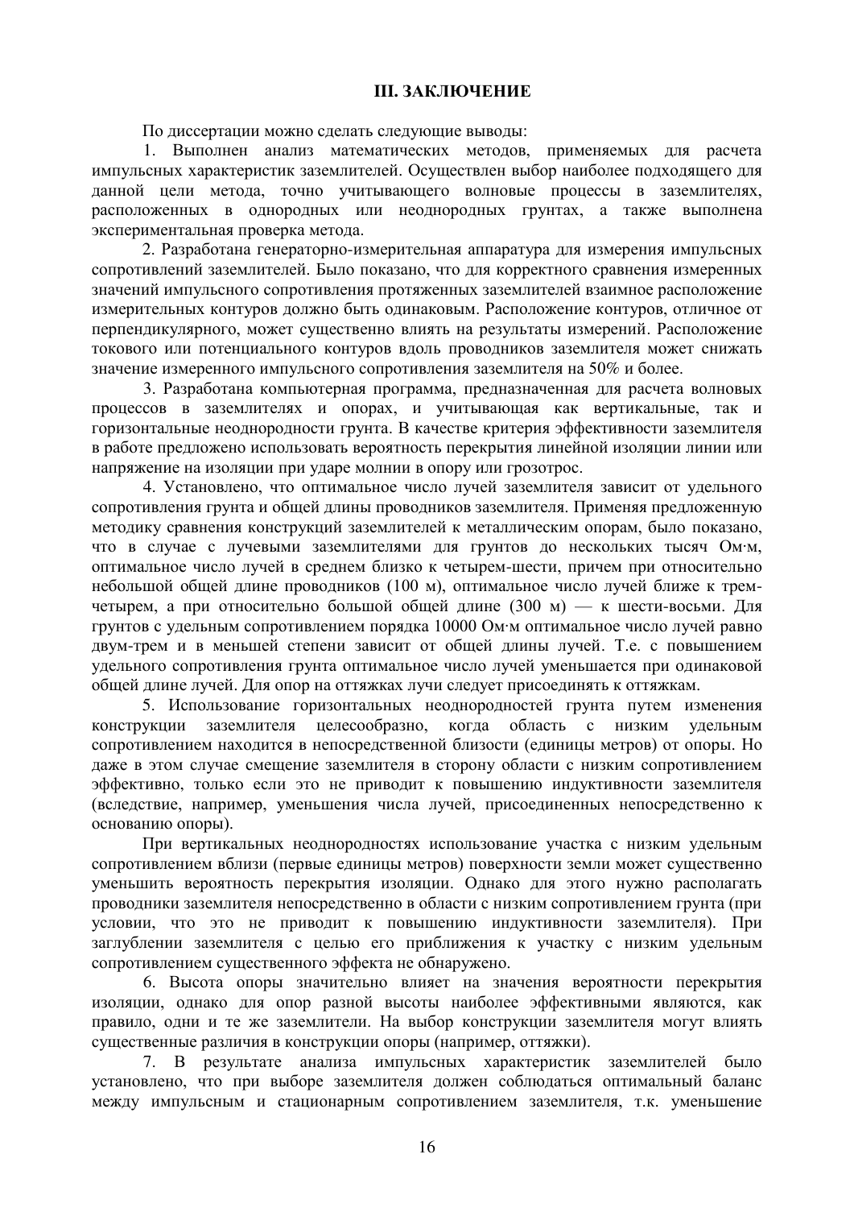## III. ЗАКЛЮЧЕНИЕ

По диссертации можно сделать следующие выводы:

1. Выполнен анализ математических методов, применяемых для расчета импульсных характеристик заземлителей. Осуществлен выбор наиболее подходящего для данной цели метода, точно учитывающего волновые процессы в заземлителях, расположенных в однородных или неоднородных грунтах, а также выполнена экспериментальная проверка метода.

2. Разработана генераторно-измерительная аппаратура для измерения импульсных сопротивлений заземлителей. Было показано, что для корректного сравнения измеренных значений импульсного сопротивления протяженных заземлителей взаимное расположение измерительных контуров должно быть одинаковым. Расположение контуров, отличное от перпендикулярного, может существенно влиять на результаты измерений. Расположение токового или потенциального контуров вдоль проводников заземлителя может снижать значение измеренного импульсного сопротивления заземлителя на 50% и более.

3. Разработана компьютерная программа, предназначенная для расчета волновых процессов в заземлителях и опорах, и учитывающая как вертикальные, так и горизонтальные неоднородности грунта. В качестве критерия эффективности заземлителя в работе предложено использовать вероятность перекрытия линейной изоляции линии или напряжение на изоляции при ударе молнии в опору или грозотрос.

4. Установлено, что оптимальное число лучей заземлителя зависит от удельного сопротивления грунта и общей длины проводников заземлителя. Применяя предложенную методику сравнения конструкций заземлителей к металлическим опорам, было показано, что в случае с лучевыми заземлителями для грунтов до нескольких тысяч Ом·м, оптимальное число лучей в среднем близко к четырем-шести, причем при относительно небольшой общей длине проводников (100 м), оптимальное число лучей ближе к трем-четырем, а при относительно большой общей длине (300 м) — к шести-восьми. Для грунтов с удельным сопротивлением порядка 10000 Ом·м оптимальное число лучей равно двум-трем и в меньшей степени зависит от общей длины лучей. Т.е. с повышением удельного сопротивления грунта оптимальное число лучей уменьшается при одинаковой общей длине лучей. Для опор на оттяжках лучи следует присоединять к оттяжкам.

5. Использование горизонтальных неоднородностей грунта путем изменения конструкции заземлителя целесообразно, когда область с низким удельным сопротивлением находится в непосредственной близости (единицы метров) от опоры. Но даже в этом случае смещение заземлителя в сторону области с низким сопротивлением эффективно, только если это не приводит к повышению индуктивности заземлителя (вследствие, например, уменьшения числа лучей, присоединенных непосредственно к основанию опоры).

При вертикальных неоднородностях использование участка с низким удельным сопротивлением вблизи (первые единицы метров) поверхности земли может существенно уменьшить вероятность перекрытия изоляции. Однако для этого нужно располагать проводники заземлителя непосредственно в области с низким сопротивлением грунта (при условии, что это не приводит к повышению индуктивности заземлителя). При заглублении заземлителя с целью его приближения к участку с низким удельным сопротивлением существенного эффекта не обнаружено.

6. Высота опоры значительно влияет на значения вероятности перекрытия изоляции, однако для опор разной высоты наиболее эффективными являются, как правило, одни и те же заземлители. На выбор конструкции заземлителя могут влиять существенные различия в конструкции опоры (например, оттяжки).

7. В результате анализа импульсных характеристик заземлителей было установлено, что при выборе заземлителя должен соблюдаться оптимальный баланс между импульсным и стационарным сопротивлением заземлителя, т.к. уменьшение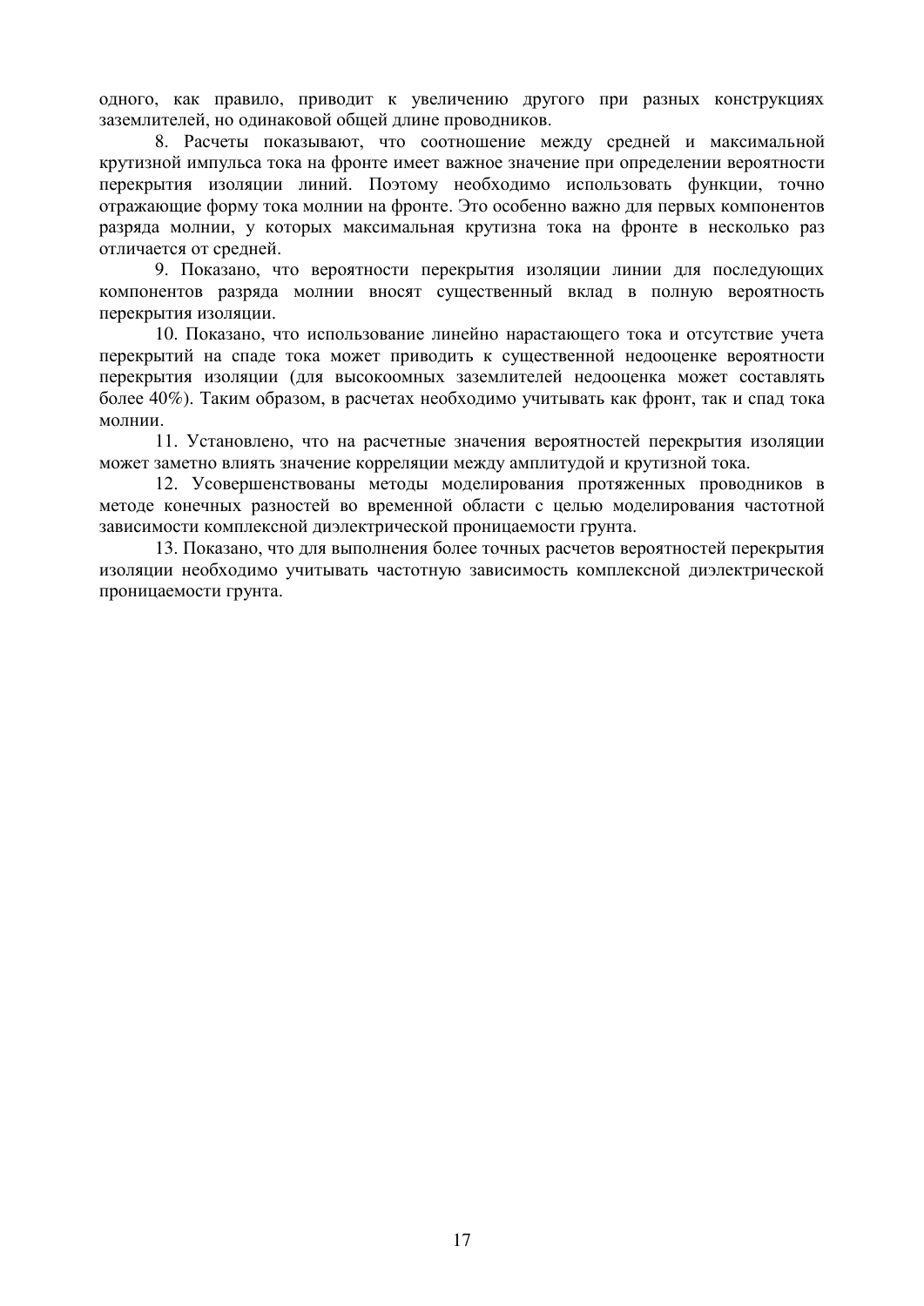одного, как правило, приводит к увеличению другого при разных конструкциях заземлителей, но одинаковой общей длине проводников.

8. Расчеты показывают, что соотношение между средней и максимальной крутизной импульса тока на фронте имеет важное значение при определении вероятности перекрытия изоляции линий. Поэтому необходимо использовать функции, точно отражающие форму тока молнии на фронте. Это особенно важно для первых компонентов разряда молнии, у которых максимальная крутизна тока на фронте в несколько раз отличается от средней.

9. Показано, что вероятности перекрытия изоляции линии для последующих компонентов разряда молнии вносят существенный вклад в полную вероятность перекрытия изоляции.

10. Показано, что использование линейно нарастающего тока и отсутствие учета перекрытий на спаде тока может приводить к существенной недооценке вероятности перекрытия изоляции (для высокоомных заземлителей недооценка может составлять более 40%). Таким образом, в расчетах необходимо учитывать как фронт, так и спад тока молнии.

11. Установлено, что на расчетные значения вероятностей перекрытия изоляции может заметно влиять значение корреляции между амплитудой и крутизной тока.

12. Усовершенствованы методы моделирования протяженных проводников в методе конечных разностей во временной области с целью моделирования частотной зависимости комплексной диэлектрической проницаемости грунта.

13. Показано, что для выполнения более точных расчетов вероятностей перекрытия изоляции необходимо учитывать частотную зависимость комплексной диэлектрической проницаемости грунта.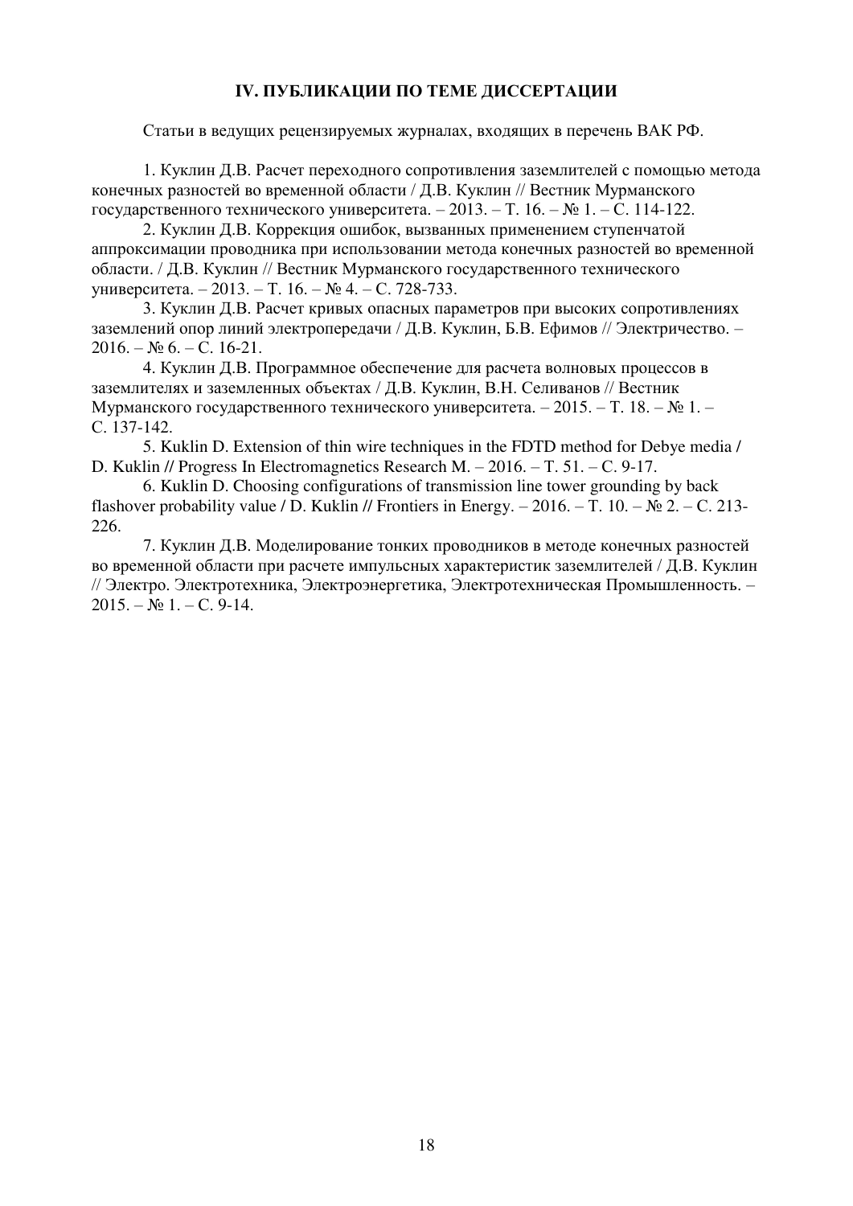## IV. ПУБЛИКАЦИИ ПО ТЕМЕ ДИССЕРТАЦИИ

Статьи в ведущих рецензируемых журналах, входящих в перечень ВАК РФ.

1. Куклин Д.В. Расчет переходного сопротивления заземлителей с помощью метода конечных разностей во временной области / Д.В. Куклин // Вестник Мурманского государственного технического университета. – 2013. – Т. 16. – № 1. – С. 114-122.
2. Куклин Д.В. Коррекция ошибок, вызванных применением ступенчатой аппроксимации проводника при использовании метода конечных разностей во временной области. / Д.В. Куклин // Вестник Мурманского государственного технического университета. – 2013. – Т. 16. – № 4. – С. 728-733.
3. Куклин Д.В. Расчет кривых опасных параметров при высоких сопротивлениях заземлений опор линий электропередачи / Д.В. Куклин, Б.В. Ефимов // Электричество. – 2016. – № 6. – С. 16-21.
4. Куклин Д.В. Программное обеспечение для расчета волновых процессов в заземлителях и заземленных объектах / Д.В. Куклин, В.Н. Селиванов // Вестник Мурманского государственного технического университета. – 2015. – Т. 18. – № 1. – С. 137-142.
5. Kuklin D. Extension of thin wire techniques in the FDTD method for Debye media / D. Kuklin // Progress In Electromagnetics Research M. – 2016. – Т. 51. – С. 9-17.
6. Kuklin D. Choosing configurations of transmission line tower grounding by back flashover probability value / D. Kuklin // Frontiers in Energy. – 2016. – Т. 10. – № 2. – С. 213-226.
7. Куклин Д.В. Моделирование тонких проводников в методе конечных разностей во временной области при расчете импульсных характеристик заземлителей / Д.В. Куклин // Электро. Электротехника, Электроэнергетика, Электротехническая Промышленность. – 2015. – № 1. – С. 9-14.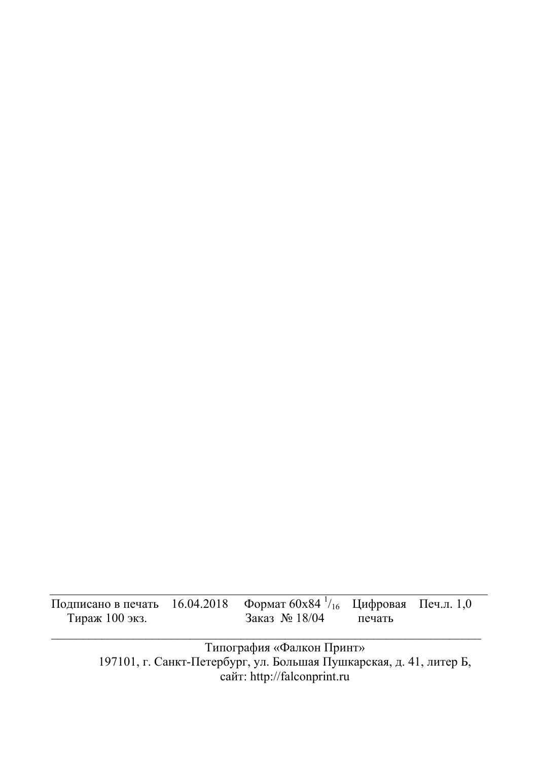Подписано в печать 16.04.2018 Формат 60x84 $^{1}/_{16}$ Цифровая печать Печ.л. 1,0
Тираж 100 экз. Заказ № 18/04

---

Типография «Фалкон Принт»
197101, г. Санкт-Петербург, ул. Большая Пушкарская, д. 41, литер Б,
сайт: http://falconprint.ru